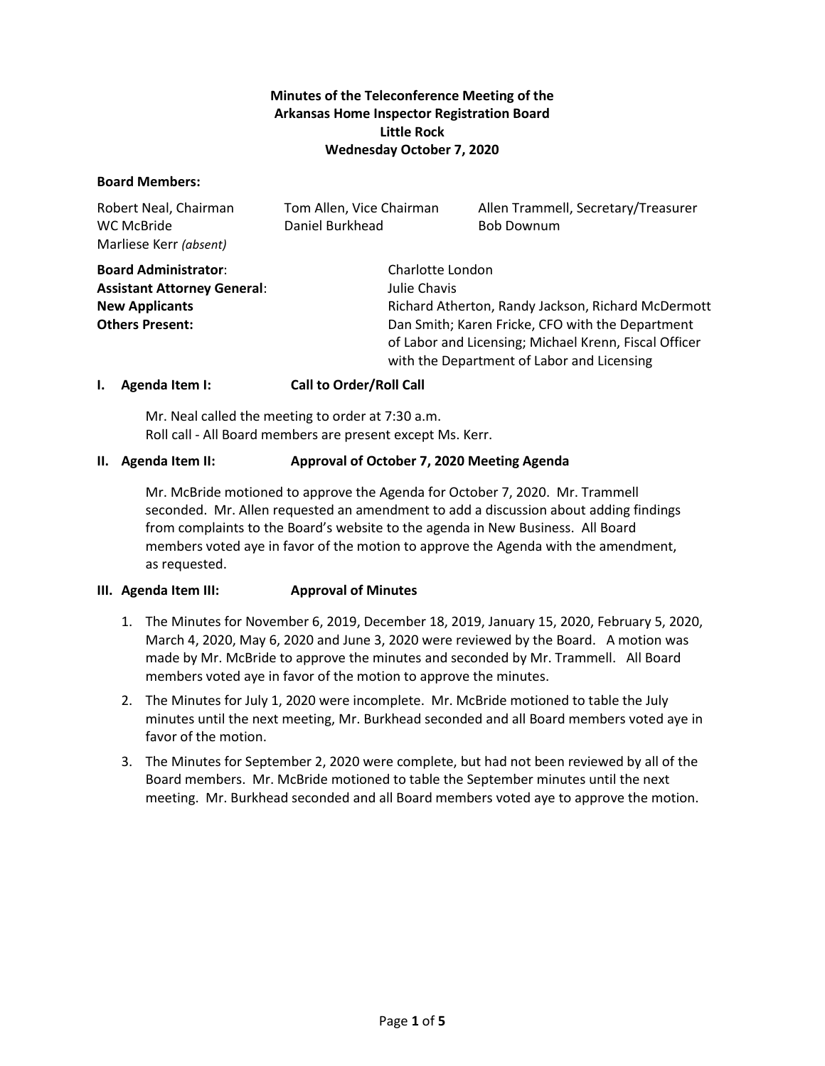**Minutes of the Teleconference Meeting of the**
**Arkansas Home Inspector Registration Board**
**Little Rock**
**Wednesday October 7, 2020**

**Board Members:**

Robert Neal, Chairman
Tom Allen, Vice Chairman
Allen Trammell, Secretary/Treasurer
WC McBride
Daniel Burkhead
Bob Downum
Marliese Kerr *(absent)*

**Board Administrator**: Charlotte London
**Assistant Attorney General**: Julie Chavis
**New Applicants** Richard Atherton, Randy Jackson, Richard McDermott
**Others Present:** Dan Smith; Karen Fricke, CFO with the Department of Labor and Licensing; Michael Krenn, Fiscal Officer with the Department of Labor and Licensing

## I. Agenda Item I: Call to Order/Roll Call

Mr. Neal called the meeting to order at 7:30 a.m.
Roll call - All Board members are present except Ms. Kerr.

## II. Agenda Item II: Approval of October 7, 2020 Meeting Agenda

Mr. McBride motioned to approve the Agenda for October 7, 2020. Mr. Trammell seconded. Mr. Allen requested an amendment to add a discussion about adding findings from complaints to the Board's website to the agenda in New Business. All Board members voted aye in favor of the motion to approve the Agenda with the amendment, as requested.

## III. Agenda Item III: Approval of Minutes

1. The Minutes for November 6, 2019, December 18, 2019, January 15, 2020, February 5, 2020, March 4, 2020, May 6, 2020 and June 3, 2020 were reviewed by the Board. A motion was made by Mr. McBride to approve the minutes and seconded by Mr. Trammell. All Board members voted aye in favor of the motion to approve the minutes.
2. The Minutes for July 1, 2020 were incomplete. Mr. McBride motioned to table the July minutes until the next meeting, Mr. Burkhead seconded and all Board members voted aye in favor of the motion.
3. The Minutes for September 2, 2020 were complete, but had not been reviewed by all of the Board members. Mr. McBride motioned to table the September minutes until the next meeting. Mr. Burkhead seconded and all Board members voted aye to approve the motion.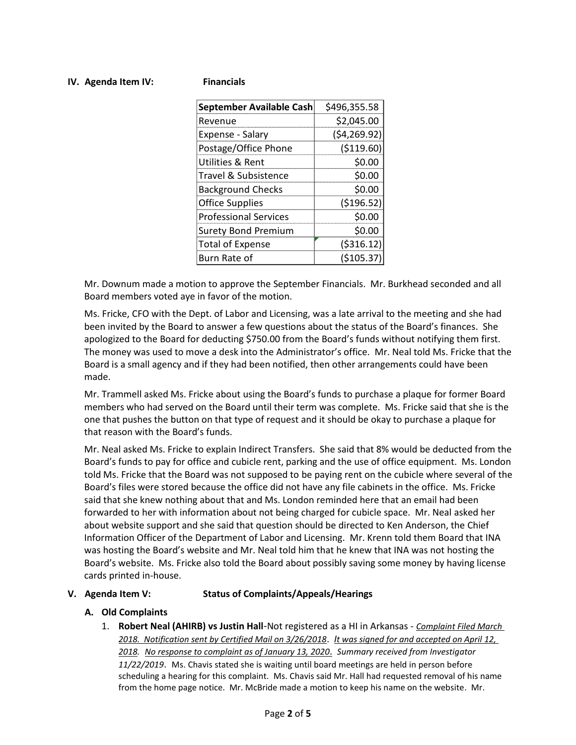**IV. Agenda Item IV: Financials**

| September Available Cash | $496,355.58 |
|---|---|
| Revenue | $2,045.00 |
| Expense - Salary | ($4,269.92) |
| Postage/Office Phone | ($119.60) |
| Utilities & Rent | $0.00 |
| Travel & Subsistence | $0.00 |
| Background Checks | $0.00 |
| Office Supplies | ($196.52) |
| Professional Services | $0.00 |
| Surety Bond Premium | $0.00 |
| Total of Expense | ($316.12) |
| Burn Rate of | ($105.37) |

Mr. Downum made a motion to approve the September Financials. Mr. Burkhead seconded and all Board members voted aye in favor of the motion.

Ms. Fricke, CFO with the Dept. of Labor and Licensing, was a late arrival to the meeting and she had been invited by the Board to answer a few questions about the status of the Board's finances. She apologized to the Board for deducting $750.00 from the Board's funds without notifying them first. The money was used to move a desk into the Administrator's office. Mr. Neal told Ms. Fricke that the Board is a small agency and if they had been notified, then other arrangements could have been made.

Mr. Trammell asked Ms. Fricke about using the Board's funds to purchase a plaque for former Board members who had served on the Board until their term was complete. Ms. Fricke said that she is the one that pushes the button on that type of request and it should be okay to purchase a plaque for that reason with the Board's funds.

Mr. Neal asked Ms. Fricke to explain Indirect Transfers. She said that 8% would be deducted from the Board's funds to pay for office and cubicle rent, parking and the use of office equipment. Ms. London told Ms. Fricke that the Board was not supposed to be paying rent on the cubicle where several of the Board's files were stored because the office did not have any file cabinets in the office. Ms. Fricke said that she knew nothing about that and Ms. London reminded here that an email had been forwarded to her with information about not being charged for cubicle space. Mr. Neal asked her about website support and she said that question should be directed to Ken Anderson, the Chief Information Officer of the Department of Labor and Licensing. Mr. Krenn told them Board that INA was hosting the Board's website and Mr. Neal told him that he knew that INA was not hosting the Board's website. Ms. Fricke also told the Board about possibly saving some money by having license cards printed in-house.

**V. Agenda Item V: Status of Complaints/Appeals/Hearings**

**A. Old Complaints**

1. **Robert Neal (AHIRB) vs Justin Hall**-Not registered as a HI in Arkansas - *Complaint Filed March 2018. Notification sent by Certified Mail on 3/26/2018. It was signed for and accepted on April 12, 2018. No response to complaint as of January 13, 2020. Summary received from Investigator 11/22/2019*. Ms. Chavis stated she is waiting until board meetings are held in person before scheduling a hearing for this complaint. Ms. Chavis said Mr. Hall had requested removal of his name from the home page notice. Mr. McBride made a motion to keep his name on the website. Mr.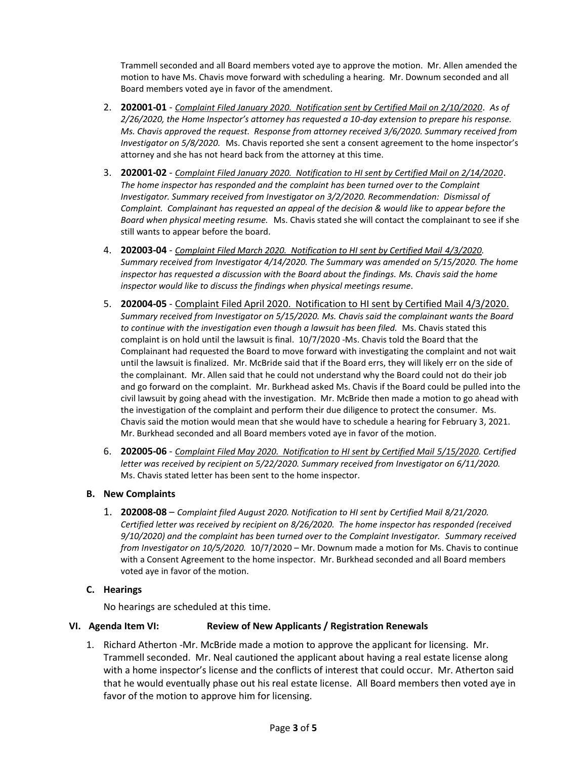Trammell seconded and all Board members voted aye to approve the motion. Mr. Allen amended the motion to have Ms. Chavis move forward with scheduling a hearing. Mr. Downum seconded and all Board members voted aye in favor of the amendment.

2. **202001-01** - *Complaint Filed January 2020. Notification sent by Certified Mail on 2/10/2020. As of 2/26/2020, the Home Inspector's attorney has requested a 10-day extension to prepare his response. Ms. Chavis approved the request. Response from attorney received 3/6/2020. Summary received from Investigator on 5/8/2020.* Ms. Chavis reported she sent a consent agreement to the home inspector's attorney and she has not heard back from the attorney at this time.

3. **202001-02** - *Complaint Filed January 2020. Notification to HI sent by Certified Mail on 2/14/2020. The home inspector has responded and the complaint has been turned over to the Complaint Investigator. Summary received from Investigator on 3/2/2020. Recommendation: Dismissal of Complaint. Complainant has requested an appeal of the decision & would like to appear before the Board when physical meeting resume.* Ms. Chavis stated she will contact the complainant to see if she still wants to appear before the board.

4. **202003-04** - *Complaint Filed March 2020. Notification to HI sent by Certified Mail 4/3/2020. Summary received from Investigator 4/14/2020. The Summary was amended on 5/15/2020. The home inspector has requested a discussion with the Board about the findings. Ms. Chavis said the home inspector would like to discuss the findings when physical meetings resume.*

5. **202004-05** - Complaint Filed April 2020. Notification to HI sent by Certified Mail 4/3/2020. *Summary received from Investigator on 5/15/2020. Ms. Chavis said the complainant wants the Board to continue with the investigation even though a lawsuit has been filed.* Ms. Chavis stated this complaint is on hold until the lawsuit is final. 10/7/2020 -Ms. Chavis told the Board that the Complainant had requested the Board to move forward with investigating the complaint and not wait until the lawsuit is finalized. Mr. McBride said that if the Board errs, they will likely err on the side of the complainant. Mr. Allen said that he could not understand why the Board could not do their job and go forward on the complaint. Mr. Burkhead asked Ms. Chavis if the Board could be pulled into the civil lawsuit by going ahead with the investigation. Mr. McBride then made a motion to go ahead with the investigation of the complaint and perform their due diligence to protect the consumer. Ms. Chavis said the motion would mean that she would have to schedule a hearing for February 3, 2021. Mr. Burkhead seconded and all Board members voted aye in favor of the motion.

6. **202005-06** - *Complaint Filed May 2020. Notification to HI sent by Certified Mail 5/15/2020. Certified letter was received by recipient on 5/22/2020. Summary received from Investigator on 6/11/2020.* Ms. Chavis stated letter has been sent to the home inspector.

### B. New Complaints

1. **202008-08** – *Complaint filed August 2020. Notification to HI sent by Certified Mail 8/21/2020. Certified letter was received by recipient on 8/26/2020. The home inspector has responded (received 9/10/2020) and the complaint has been turned over to the Complaint Investigator. Summary received from Investigator on 10/5/2020.* 10/7/2020 – Mr. Downum made a motion for Ms. Chavis to continue with a Consent Agreement to the home inspector. Mr. Burkhead seconded and all Board members voted aye in favor of the motion.

### C. Hearings

No hearings are scheduled at this time.

## VI. Agenda Item VI: Review of New Applicants / Registration Renewals

1. Richard Atherton -Mr. McBride made a motion to approve the applicant for licensing. Mr. Trammell seconded. Mr. Neal cautioned the applicant about having a real estate license along with a home inspector's license and the conflicts of interest that could occur. Mr. Atherton said that he would eventually phase out his real estate license. All Board members then voted aye in favor of the motion to approve him for licensing.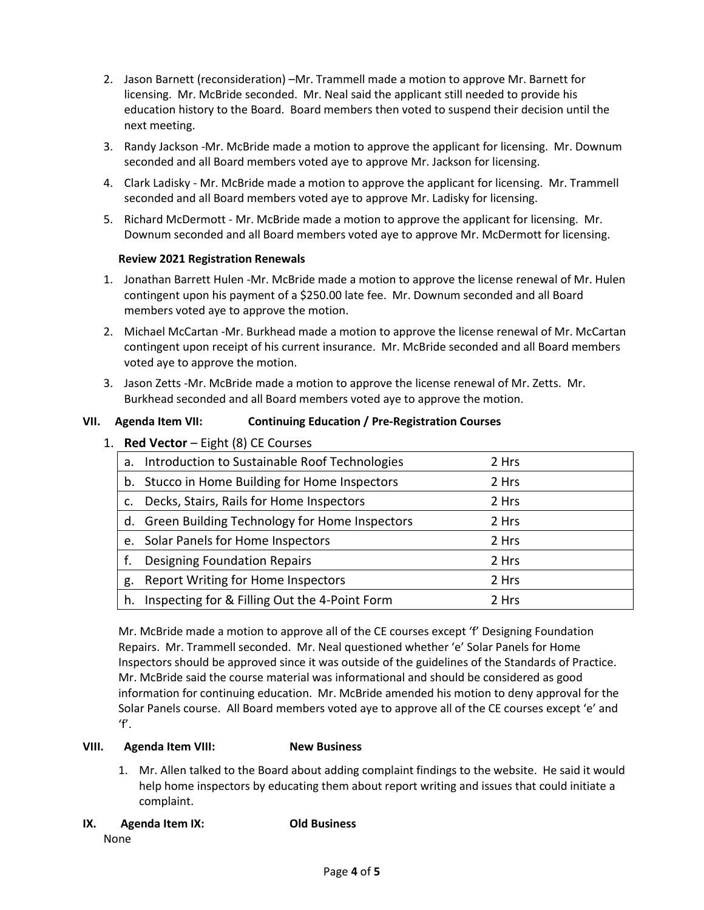2. Jason Barnett (reconsideration) –Mr. Trammell made a motion to approve Mr. Barnett for licensing. Mr. McBride seconded. Mr. Neal said the applicant still needed to provide his education history to the Board. Board members then voted to suspend their decision until the next meeting.
3. Randy Jackson -Mr. McBride made a motion to approve the applicant for licensing. Mr. Downum seconded and all Board members voted aye to approve Mr. Jackson for licensing.
4. Clark Ladisky - Mr. McBride made a motion to approve the applicant for licensing. Mr. Trammell seconded and all Board members voted aye to approve Mr. Ladisky for licensing.
5. Richard McDermott - Mr. McBride made a motion to approve the applicant for licensing. Mr. Downum seconded and all Board members voted aye to approve Mr. McDermott for licensing.

**Review 2021 Registration Renewals**

1. Jonathan Barrett Hulen -Mr. McBride made a motion to approve the license renewal of Mr. Hulen contingent upon his payment of a $250.00 late fee. Mr. Downum seconded and all Board members voted aye to approve the motion.
2. Michael McCartan -Mr. Burkhead made a motion to approve the license renewal of Mr. McCartan contingent upon receipt of his current insurance. Mr. McBride seconded and all Board members voted aye to approve the motion.
3. Jason Zetts -Mr. McBride made a motion to approve the license renewal of Mr. Zetts. Mr. Burkhead seconded and all Board members voted aye to approve the motion.

## VII. Agenda Item VII: Continuing Education / Pre-Registration Courses

1. **Red Vector** – Eight (8) CE Courses

| Course | Hours |
|---|---|
| a. Introduction to Sustainable Roof Technologies | 2 Hrs |
| b. Stucco in Home Building for Home Inspectors | 2 Hrs |
| c. Decks, Stairs, Rails for Home Inspectors | 2 Hrs |
| d. Green Building Technology for Home Inspectors | 2 Hrs |
| e. Solar Panels for Home Inspectors | 2 Hrs |
| f. Designing Foundation Repairs | 2 Hrs |
| g. Report Writing for Home Inspectors | 2 Hrs |
| h. Inspecting for & Filling Out the 4-Point Form | 2 Hrs |

Mr. McBride made a motion to approve all of the CE courses except 'f' Designing Foundation Repairs. Mr. Trammell seconded. Mr. Neal questioned whether 'e' Solar Panels for Home Inspectors should be approved since it was outside of the guidelines of the Standards of Practice. Mr. McBride said the course material was informational and should be considered as good information for continuing education. Mr. McBride amended his motion to deny approval for the Solar Panels course. All Board members voted aye to approve all of the CE courses except 'e' and 'f'.

## VIII. Agenda Item VIII: New Business

1. Mr. Allen talked to the Board about adding complaint findings to the website. He said it would help home inspectors by educating them about report writing and issues that could initiate a complaint.

## IX. Agenda Item IX: Old Business

None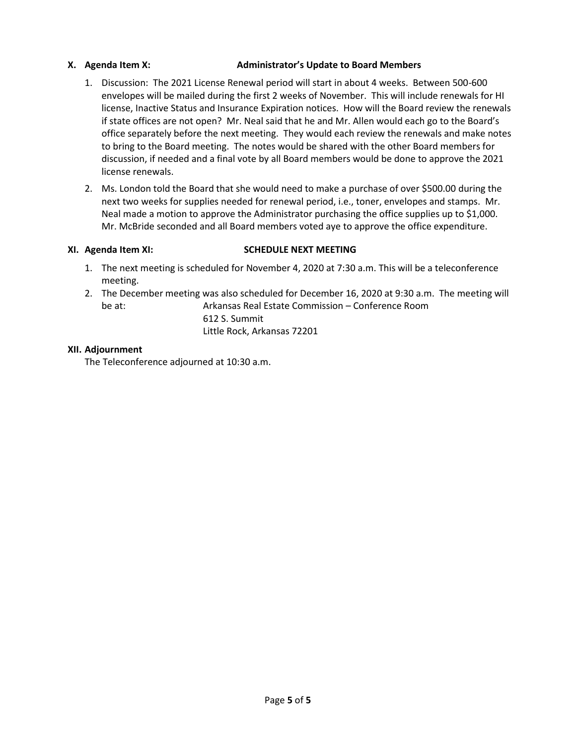**X. Agenda Item X: Administrator's Update to Board Members**

1. Discussion: The 2021 License Renewal period will start in about 4 weeks. Between 500-600 envelopes will be mailed during the first 2 weeks of November. This will include renewals for HI license, Inactive Status and Insurance Expiration notices. How will the Board review the renewals if state offices are not open? Mr. Neal said that he and Mr. Allen would each go to the Board's office separately before the next meeting. They would each review the renewals and make notes to bring to the Board meeting. The notes would be shared with the other Board members for discussion, if needed and a final vote by all Board members would be done to approve the 2021 license renewals.
2. Ms. London told the Board that she would need to make a purchase of over $500.00 during the next two weeks for supplies needed for renewal period, i.e., toner, envelopes and stamps. Mr. Neal made a motion to approve the Administrator purchasing the office supplies up to $1,000. Mr. McBride seconded and all Board members voted aye to approve the office expenditure.

**XI. Agenda Item XI: SCHEDULE NEXT MEETING**

1. The next meeting is scheduled for November 4, 2020 at 7:30 a.m. This will be a teleconference meeting.
2. The December meeting was also scheduled for December 16, 2020 at 9:30 a.m. The meeting will be at:

   Arkansas Real Estate Commission – Conference Room
   612 S. Summit
   Little Rock, Arkansas 72201

**XII. Adjournment**

The Teleconference adjourned at 10:30 a.m.